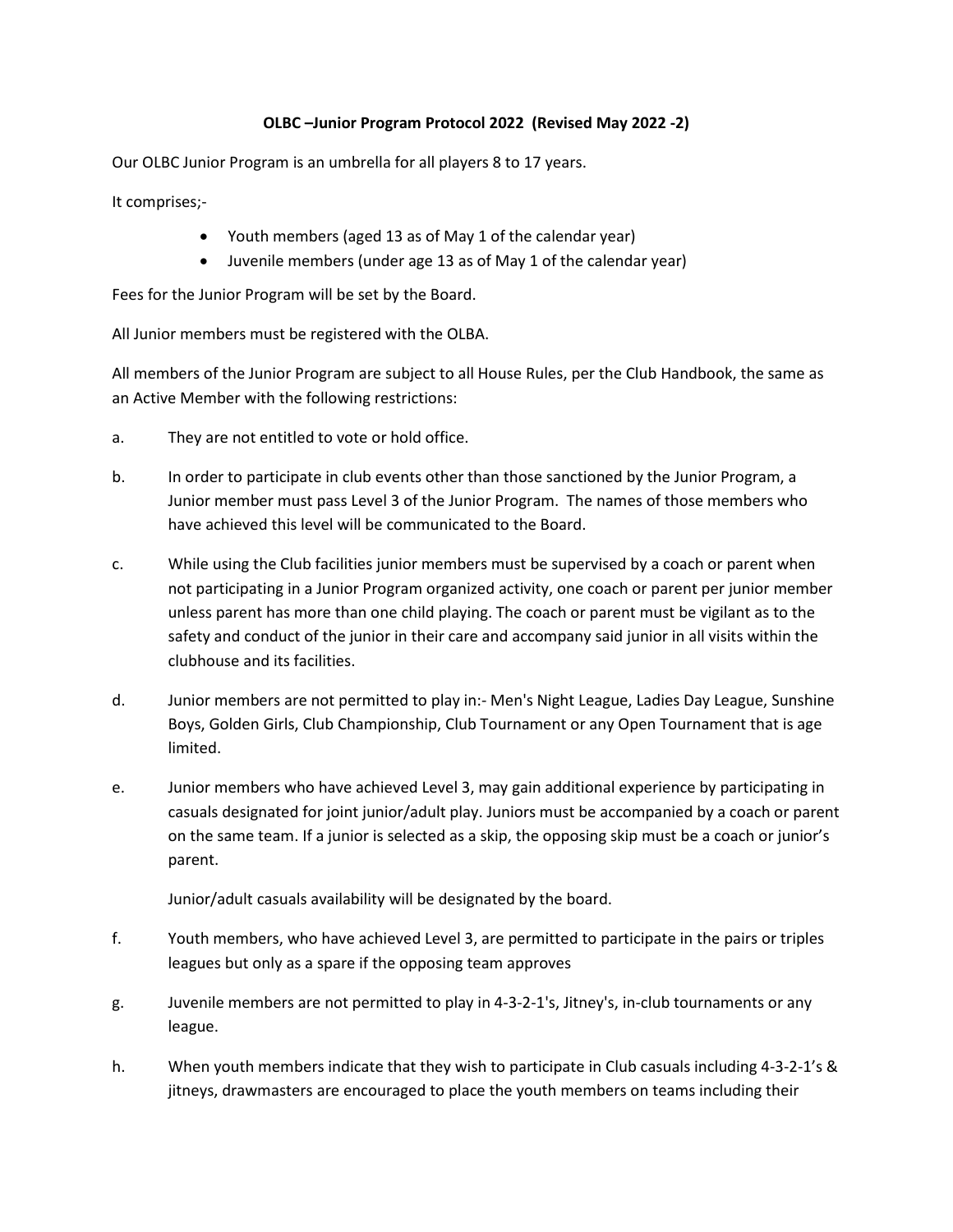**OLBC –Junior Program Protocol 2022 (Revised May 2022 -2)**

Our OLBC Junior Program is an umbrella for all players 8 to 17 years.

It comprises;-

- Youth members (aged 13 as of May 1 of the calendar year)
- Juvenile members (under age 13 as of May 1 of the calendar year)

Fees for the Junior Program will be set by the Board.

All Junior members must be registered with the OLBA.

All members of the Junior Program are subject to all House Rules, per the Club Handbook, the same as an Active Member with the following restrictions:

a. They are not entitled to vote or hold office.

b. In order to participate in club events other than those sanctioned by the Junior Program, a Junior member must pass Level 3 of the Junior Program. The names of those members who have achieved this level will be communicated to the Board.

c. While using the Club facilities junior members must be supervised by a coach or parent when not participating in a Junior Program organized activity, one coach or parent per junior member unless parent has more than one child playing. The coach or parent must be vigilant as to the safety and conduct of the junior in their care and accompany said junior in all visits within the clubhouse and its facilities.

d. Junior members are not permitted to play in:- Men's Night League, Ladies Day League, Sunshine Boys, Golden Girls, Club Championship, Club Tournament or any Open Tournament that is age limited.

e. Junior members who have achieved Level 3, may gain additional experience by participating in casuals designated for joint junior/adult play. Juniors must be accompanied by a coach or parent on the same team. If a junior is selected as a skip, the opposing skip must be a coach or junior's parent.

   Junior/adult casuals availability will be designated by the board.

f. Youth members, who have achieved Level 3, are permitted to participate in the pairs or triples leagues but only as a spare if the opposing team approves

g. Juvenile members are not permitted to play in 4-3-2-1's, Jitney's, in-club tournaments or any league.

h. When youth members indicate that they wish to participate in Club casuals including 4-3-2-1's & jitneys, drawmasters are encouraged to place the youth members on teams including their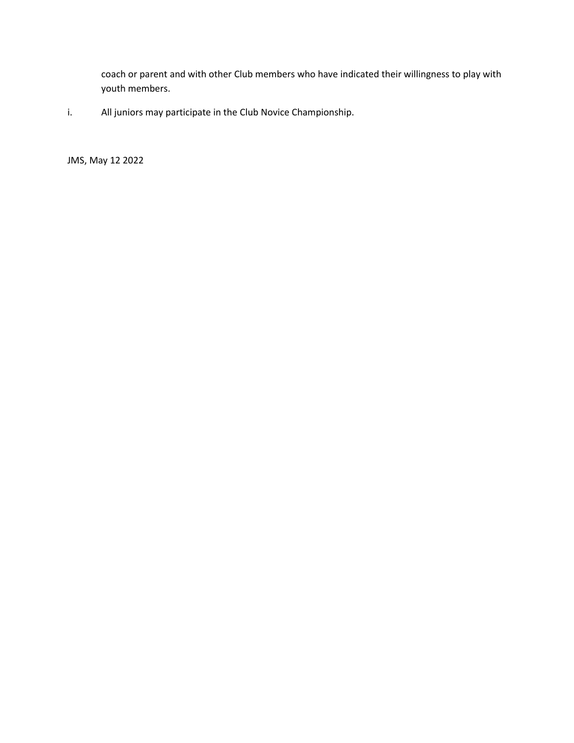coach or parent and with other Club members who have indicated their willingness to play with youth members.

i. All juniors may participate in the Club Novice Championship.

JMS, May 12 2022